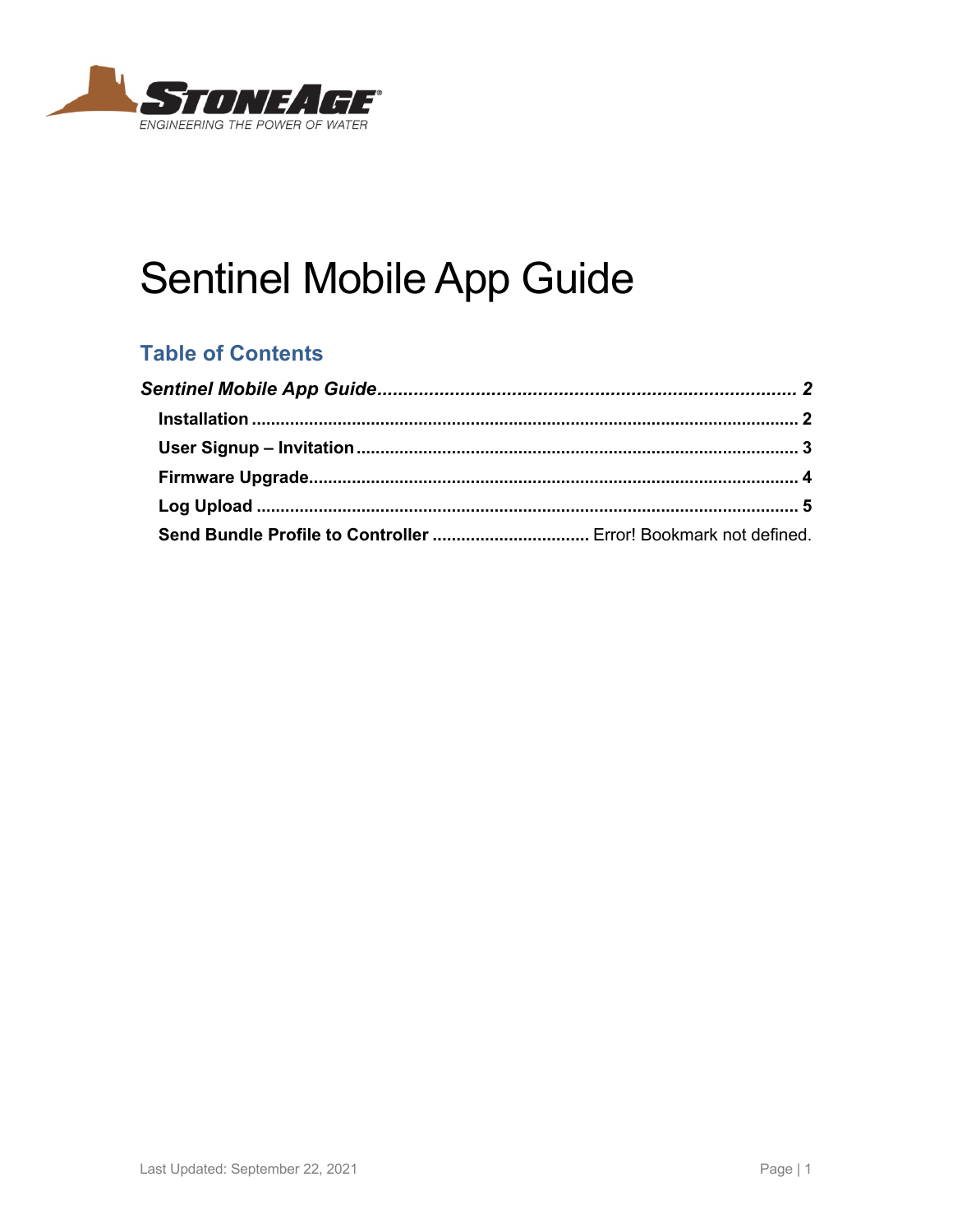STONEAGE®
ENGINEERING THE POWER OF WATER

# Sentinel Mobile App Guide

## Table of Contents

*Sentinel Mobile App Guide*............................................................................. 2

**Installation** ............................................................................................... 2

**User Signup – Invitation**.................................................................................. 3

**Firmware Upgrade**........................................................................................ 4

**Log Upload** ............................................................................................... 5

**Send Bundle Profile to Controller** ................................ Error! Bookmark not defined.

Last Updated: September 22, 2021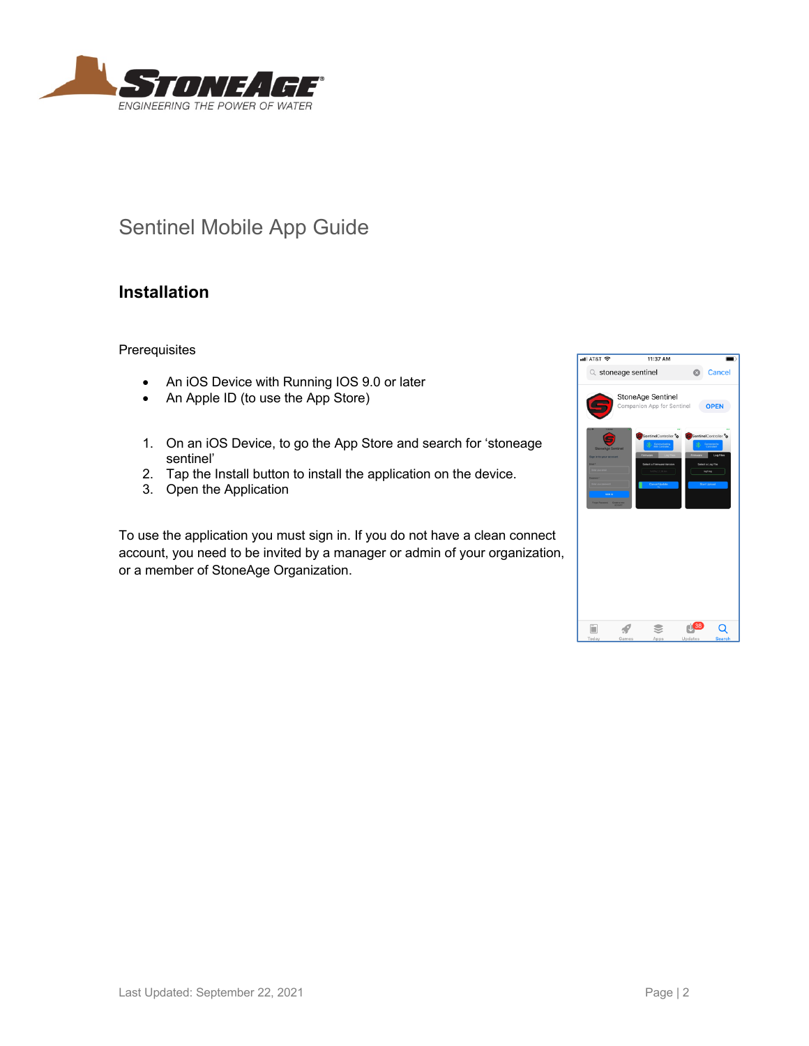# Sentinel Mobile App Guide

## Installation

Prerequisites

- An iOS Device with Running IOS 9.0 or later
- An Apple ID (to use the App Store)

1. On an iOS Device, to go the App Store and search for 'stoneage sentinel'
2. Tap the Install button to install the application on the device.
3. Open the Application

To use the application you must sign in. If you do not have a clean connect account, you need to be invited by a manager or admin of your organization, or a member of StoneAge Organization.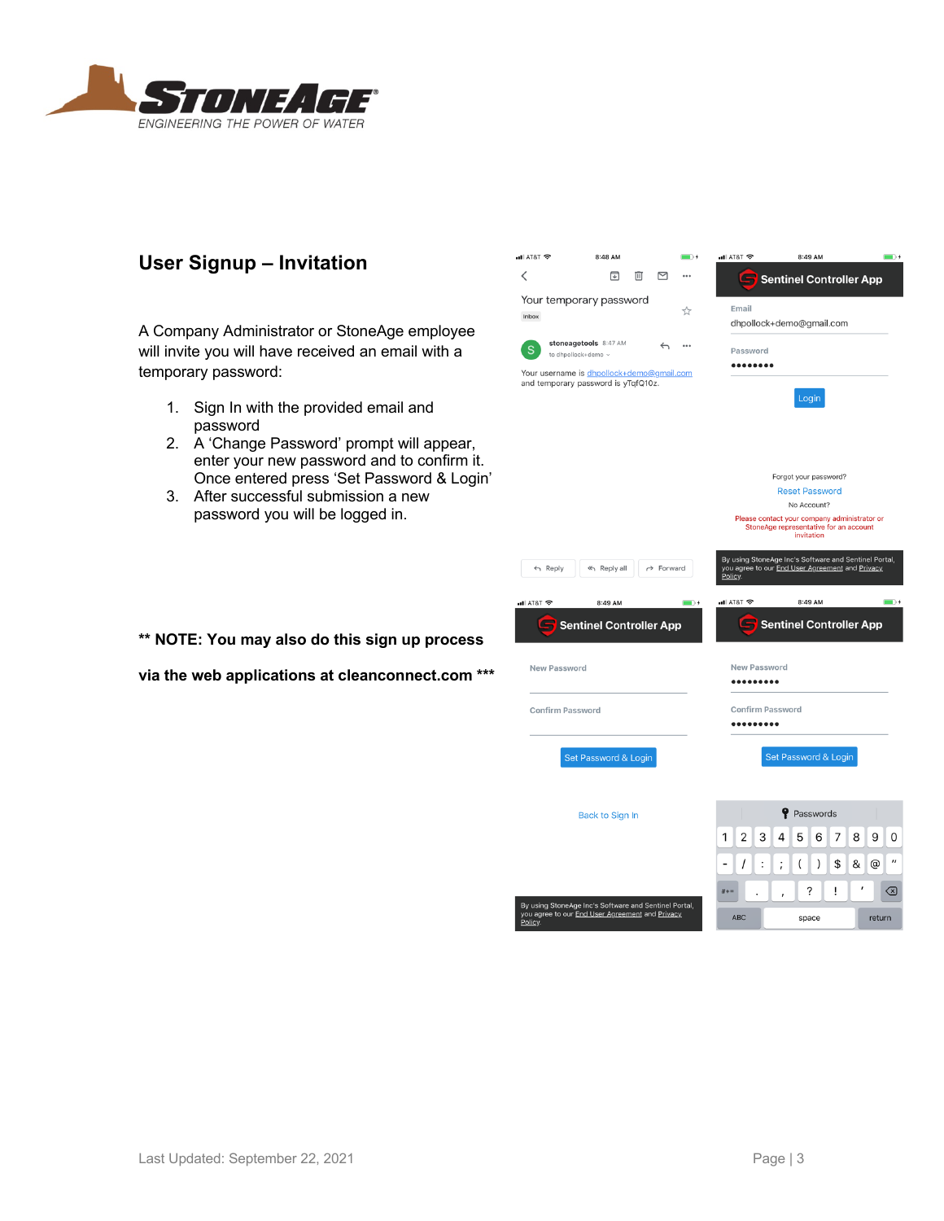## User Signup – Invitation

A Company Administrator or StoneAge employee will invite you will have received an email with a temporary password:

1. Sign In with the provided email and password
2. A 'Change Password' prompt will appear, enter your new password and to confirm it. Once entered press 'Set Password & Login'
3. After successful submission a new password you will be logged in.

**** NOTE: You may also do this sign up process via the web applications at cleanconnect.com *****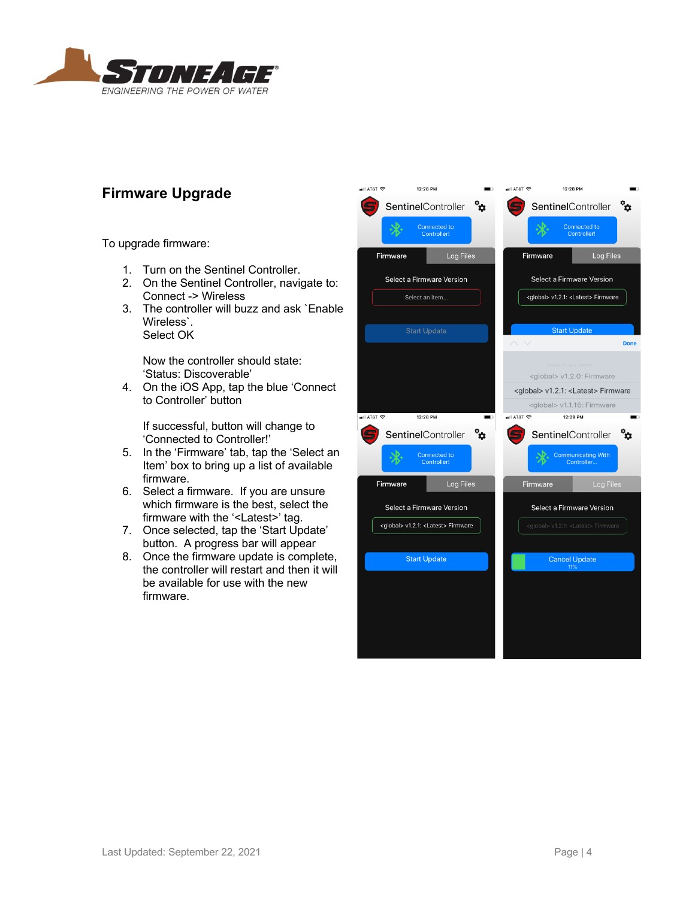# Firmware Upgrade

To upgrade firmware:

1. Turn on the Sentinel Controller.
2. On the Sentinel Controller, navigate to: Connect -> Wireless
3. The controller will buzz and ask `Enable Wireless`.
   Select OK

   Now the controller should state:
   'Status: Discoverable'
4. On the iOS App, tap the blue 'Connect to Controller' button

   If successful, button will change to 'Connected to Controller!'
5. In the 'Firmware' tab, tap the 'Select an Item' box to bring up a list of available firmware.
6. Select a firmware. If you are unsure which firmware is the best, select the firmware with the '<Latest>' tag.
7. Once selected, tap the 'Start Update' button. A progress bar will appear
8. Once the firmware update is complete, the controller will restart and then it will be available for use with the new firmware.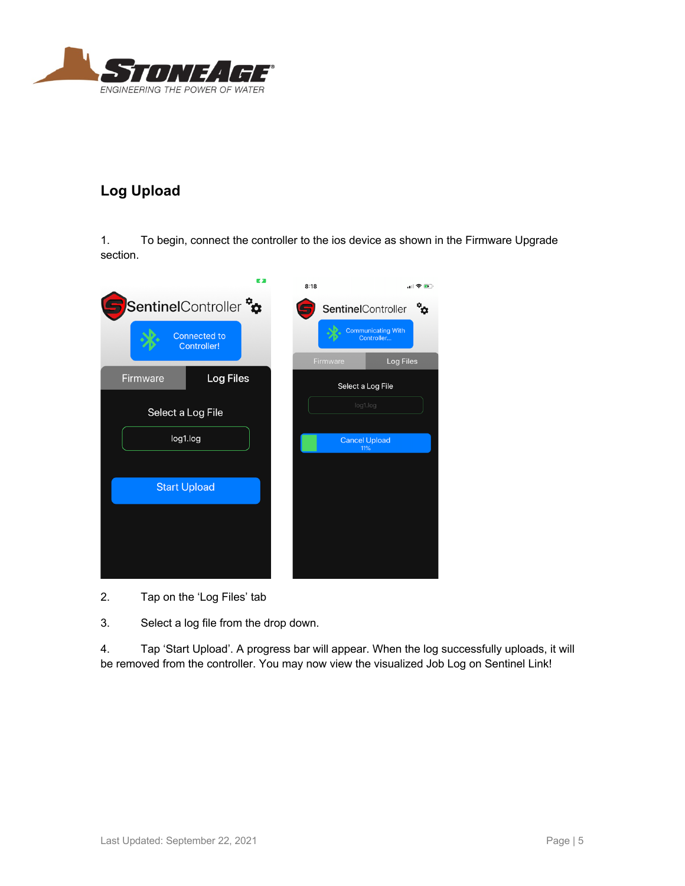## Log Upload

1. To begin, connect the controller to the ios device as shown in the Firmware Upgrade section.

2. Tap on the ‘Log Files’ tab

3. Select a log file from the drop down.

4. Tap ‘Start Upload’. A progress bar will appear. When the log successfully uploads, it will be removed from the controller. You may now view the visualized Job Log on Sentinel Link!

Last Updated: September 22, 2021